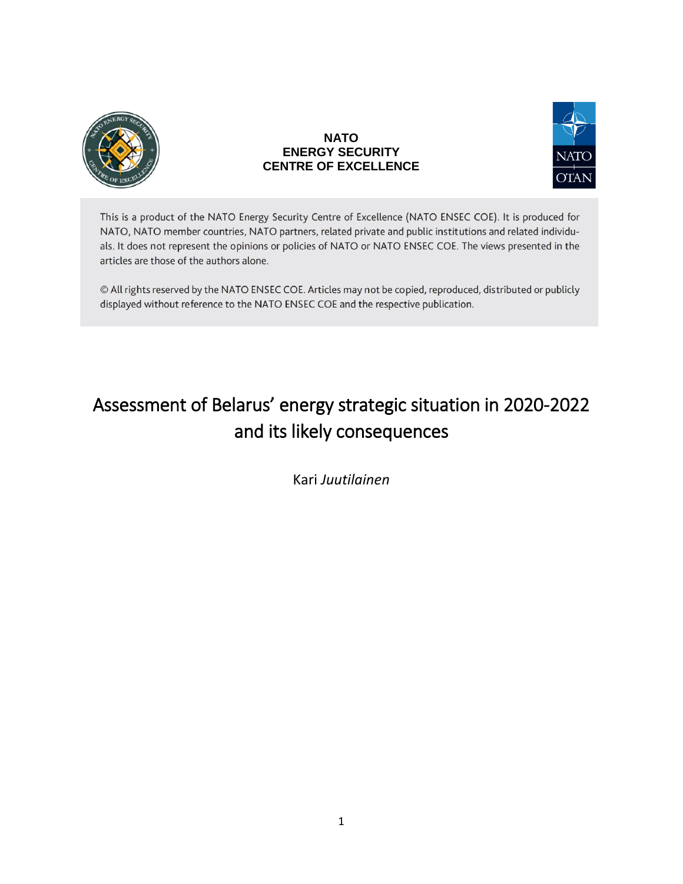**NATO**
**ENERGY SECURITY**
**CENTRE OF EXCELLENCE**

This is a product of the NATO Energy Security Centre of Excellence (NATO ENSEC COE). It is produced for NATO, NATO member countries, NATO partners, related private and public institutions and related individuals. It does not represent the opinions or policies of NATO or NATO ENSEC COE. The views presented in the articles are those of the authors alone.

© All rights reserved by the NATO ENSEC COE. Articles may not be copied, reproduced, distributed or publicly displayed without reference to the NATO ENSEC COE and the respective publication.

# Assessment of Belarus' energy strategic situation in 2020-2022 and its likely consequences

Kari *Juutilainen*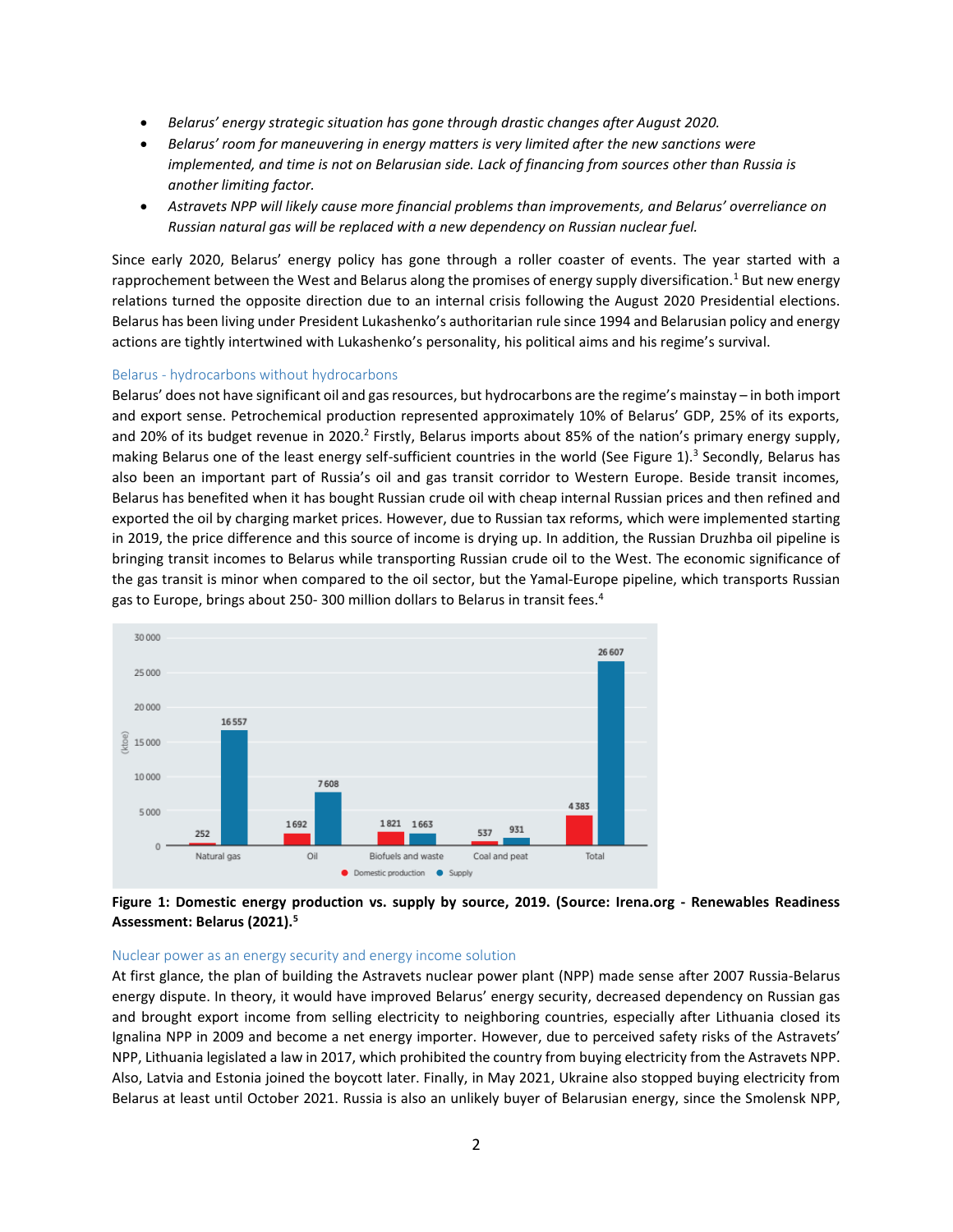- *Belarus' energy strategic situation has gone through drastic changes after August 2020.*
- *Belarus' room for maneuvering in energy matters is very limited after the new sanctions were implemented, and time is not on Belarusian side. Lack of financing from sources other than Russia is another limiting factor.*
- *Astravets NPP will likely cause more financial problems than improvements, and Belarus' overreliance on Russian natural gas will be replaced with a new dependency on Russian nuclear fuel.*

Since early 2020, Belarus' energy policy has gone through a roller coaster of events. The year started with a rapprochement between the West and Belarus along the promises of energy supply diversification.[1] But new energy relations turned the opposite direction due to an internal crisis following the August 2020 Presidential elections. Belarus has been living under President Lukashenko's authoritarian rule since 1994 and Belarusian policy and energy actions are tightly intertwined with Lukashenko's personality, his political aims and his regime's survival.

## Belarus - hydrocarbons without hydrocarbons

Belarus' does not have significant oil and gas resources, but hydrocarbons are the regime's mainstay – in both import and export sense. Petrochemical production represented approximately 10% of Belarus' GDP, 25% of its exports, and 20% of its budget revenue in 2020.[2] Firstly, Belarus imports about 85% of the nation's primary energy supply, making Belarus one of the least energy self-sufficient countries in the world (See Figure 1).[3] Secondly, Belarus has also been an important part of Russia's oil and gas transit corridor to Western Europe. Beside transit incomes, Belarus has benefited when it has bought Russian crude oil with cheap internal Russian prices and then refined and exported the oil by charging market prices. However, due to Russian tax reforms, which were implemented starting in 2019, the price difference and this source of income is drying up. In addition, the Russian Druzhba oil pipeline is bringing transit incomes to Belarus while transporting Russian crude oil to the West. The economic significance of the gas transit is minor when compared to the oil sector, but the Yamal-Europe pipeline, which transports Russian gas to Europe, brings about 250- 300 million dollars to Belarus in transit fees.[4]

**Figure 1: Domestic energy production vs. supply by source, 2019. (Source: Irena.org - Renewables Readiness Assessment: Belarus (2021).[5]**

## Nuclear power as an energy security and energy income solution

At first glance, the plan of building the Astravets nuclear power plant (NPP) made sense after 2007 Russia-Belarus energy dispute. In theory, it would have improved Belarus' energy security, decreased dependency on Russian gas and brought export income from selling electricity to neighboring countries, especially after Lithuania closed its Ignalina NPP in 2009 and become a net energy importer. However, due to perceived safety risks of the Astravets' NPP, Lithuania legislated a law in 2017, which prohibited the country from buying electricity from the Astravets NPP. Also, Latvia and Estonia joined the boycott later. Finally, in May 2021, Ukraine also stopped buying electricity from Belarus at least until October 2021. Russia is also an unlikely buyer of Belarusian energy, since the Smolensk NPP,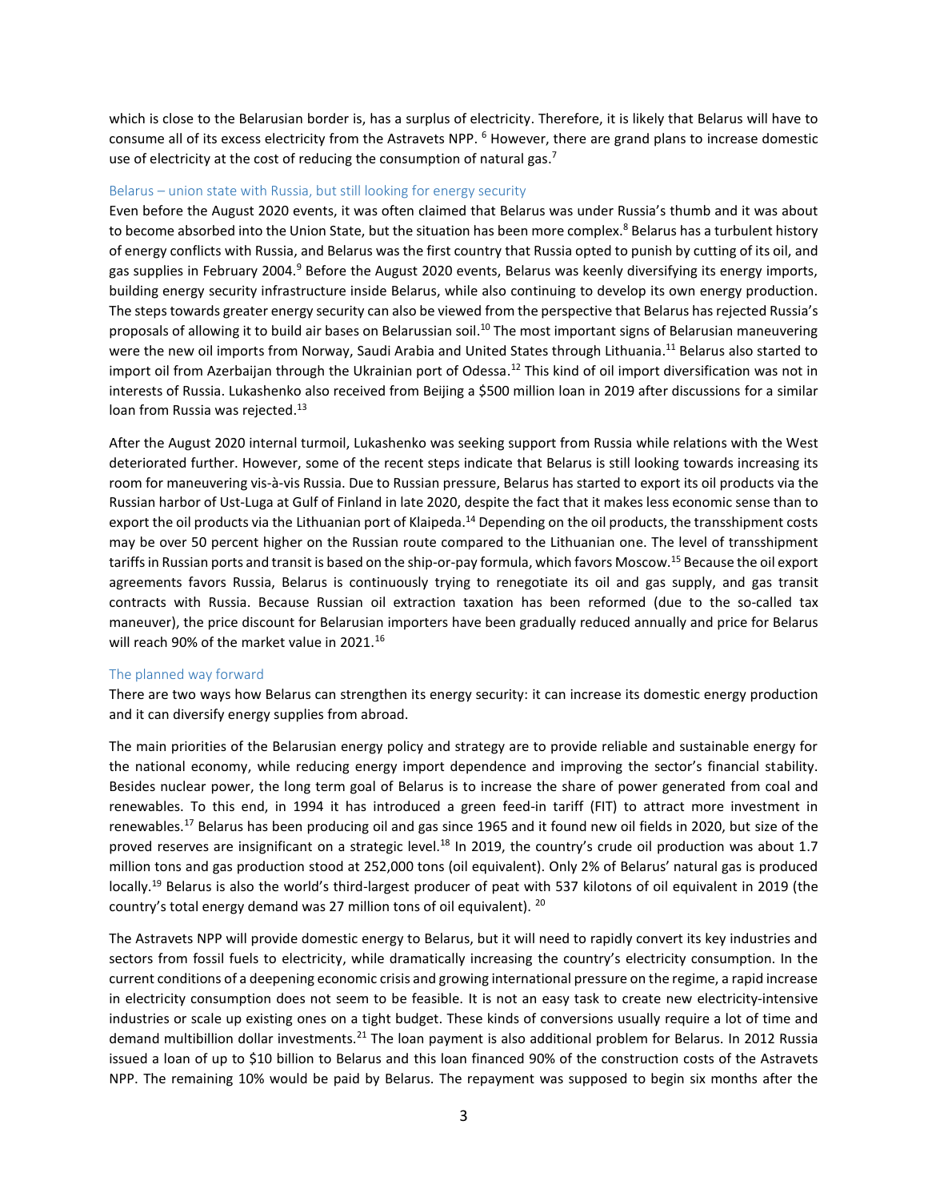which is close to the Belarusian border is, has a surplus of electricity. Therefore, it is likely that Belarus will have to consume all of its excess electricity from the Astravets NPP. [6] However, there are grand plans to increase domestic use of electricity at the cost of reducing the consumption of natural gas.[7]

## Belarus – union state with Russia, but still looking for energy security

Even before the August 2020 events, it was often claimed that Belarus was under Russia's thumb and it was about to become absorbed into the Union State, but the situation has been more complex.[8] Belarus has a turbulent history of energy conflicts with Russia, and Belarus was the first country that Russia opted to punish by cutting of its oil, and gas supplies in February 2004.[9] Before the August 2020 events, Belarus was keenly diversifying its energy imports, building energy security infrastructure inside Belarus, while also continuing to develop its own energy production. The steps towards greater energy security can also be viewed from the perspective that Belarus has rejected Russia's proposals of allowing it to build air bases on Belarussian soil.[10] The most important signs of Belarusian maneuvering were the new oil imports from Norway, Saudi Arabia and United States through Lithuania.[11] Belarus also started to import oil from Azerbaijan through the Ukrainian port of Odessa.[12] This kind of oil import diversification was not in interests of Russia. Lukashenko also received from Beijing a $500 million loan in 2019 after discussions for a similar loan from Russia was rejected.[13]

After the August 2020 internal turmoil, Lukashenko was seeking support from Russia while relations with the West deteriorated further. However, some of the recent steps indicate that Belarus is still looking towards increasing its room for maneuvering vis-à-vis Russia. Due to Russian pressure, Belarus has started to export its oil products via the Russian harbor of Ust-Luga at Gulf of Finland in late 2020, despite the fact that it makes less economic sense than to export the oil products via the Lithuanian port of Klaipeda.[14] Depending on the oil products, the transshipment costs may be over 50 percent higher on the Russian route compared to the Lithuanian one. The level of transshipment tariffs in Russian ports and transit is based on the ship-or-pay formula, which favors Moscow.[15] Because the oil export agreements favors Russia, Belarus is continuously trying to renegotiate its oil and gas supply, and gas transit contracts with Russia. Because Russian oil extraction taxation has been reformed (due to the so-called tax maneuver), the price discount for Belarusian importers have been gradually reduced annually and price for Belarus will reach 90% of the market value in 2021.[16]

## The planned way forward

There are two ways how Belarus can strengthen its energy security: it can increase its domestic energy production and it can diversify energy supplies from abroad.

The main priorities of the Belarusian energy policy and strategy are to provide reliable and sustainable energy for the national economy, while reducing energy import dependence and improving the sector's financial stability. Besides nuclear power, the long term goal of Belarus is to increase the share of power generated from coal and renewables. To this end, in 1994 it has introduced a green feed-in tariff (FIT) to attract more investment in renewables.[17] Belarus has been producing oil and gas since 1965 and it found new oil fields in 2020, but size of the proved reserves are insignificant on a strategic level.[18] In 2019, the country's crude oil production was about 1.7 million tons and gas production stood at 252,000 tons (oil equivalent). Only 2% of Belarus' natural gas is produced locally.[19] Belarus is also the world's third-largest producer of peat with 537 kilotons of oil equivalent in 2019 (the country's total energy demand was 27 million tons of oil equivalent). [20]

The Astravets NPP will provide domestic energy to Belarus, but it will need to rapidly convert its key industries and sectors from fossil fuels to electricity, while dramatically increasing the country's electricity consumption. In the current conditions of a deepening economic crisis and growing international pressure on the regime, a rapid increase in electricity consumption does not seem to be feasible. It is not an easy task to create new electricity-intensive industries or scale up existing ones on a tight budget. These kinds of conversions usually require a lot of time and demand multibillion dollar investments.[21] The loan payment is also additional problem for Belarus. In 2012 Russia issued a loan of up to $10 billion to Belarus and this loan financed 90% of the construction costs of the Astravets NPP. The remaining 10% would be paid by Belarus. The repayment was supposed to begin six months after the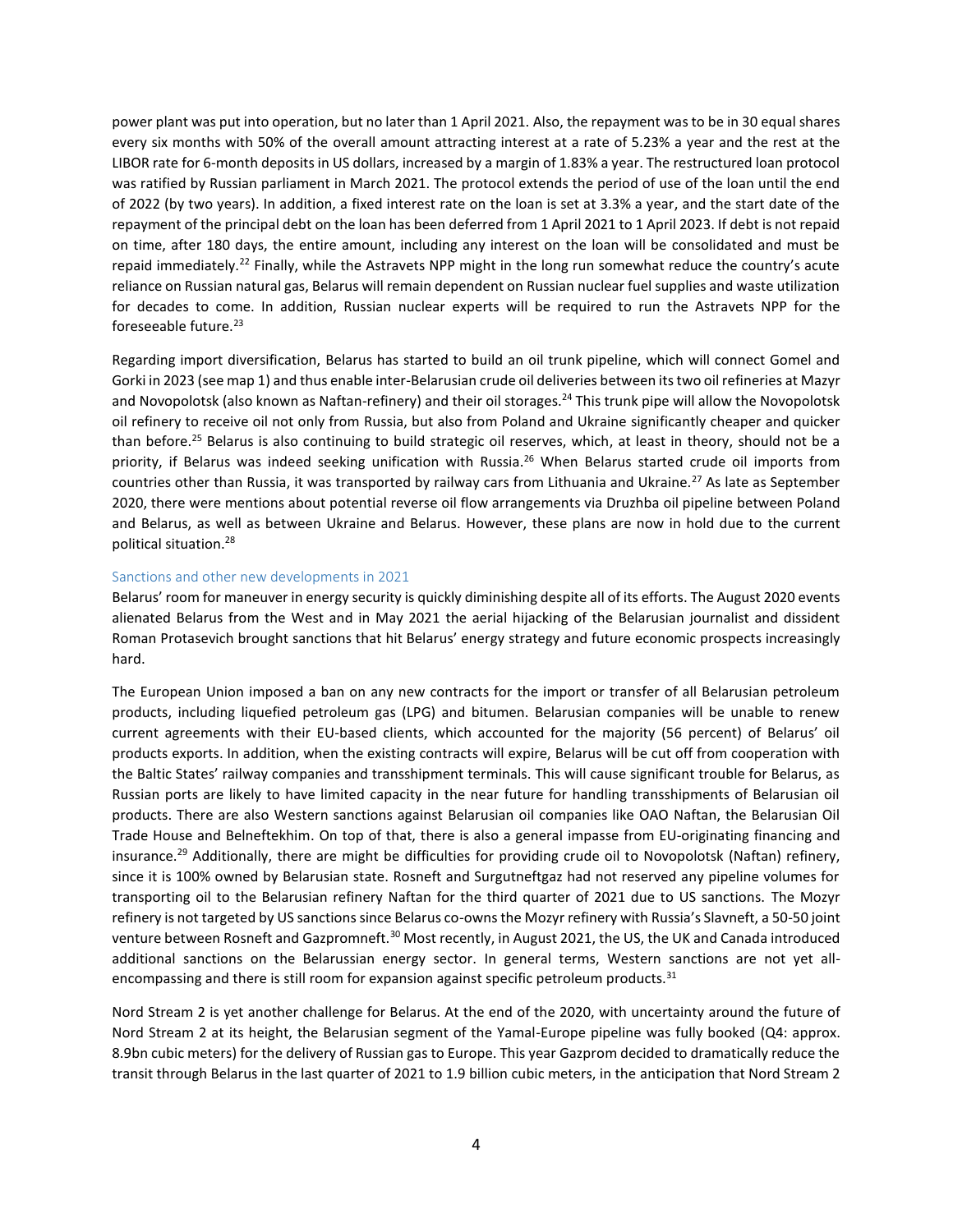power plant was put into operation, but no later than 1 April 2021. Also, the repayment was to be in 30 equal shares every six months with 50% of the overall amount attracting interest at a rate of 5.23% a year and the rest at the LIBOR rate for 6-month deposits in US dollars, increased by a margin of 1.83% a year. The restructured loan protocol was ratified by Russian parliament in March 2021. The protocol extends the period of use of the loan until the end of 2022 (by two years). In addition, a fixed interest rate on the loan is set at 3.3% a year, and the start date of the repayment of the principal debt on the loan has been deferred from 1 April 2021 to 1 April 2023. If debt is not repaid on time, after 180 days, the entire amount, including any interest on the loan will be consolidated and must be repaid immediately.[22] Finally, while the Astravets NPP might in the long run somewhat reduce the country's acute reliance on Russian natural gas, Belarus will remain dependent on Russian nuclear fuel supplies and waste utilization for decades to come. In addition, Russian nuclear experts will be required to run the Astravets NPP for the foreseeable future.[23]

Regarding import diversification, Belarus has started to build an oil trunk pipeline, which will connect Gomel and Gorki in 2023 (see map 1) and thus enable inter-Belarusian crude oil deliveries between its two oil refineries at Mazyr and Novopolotsk (also known as Naftan-refinery) and their oil storages.[24] This trunk pipe will allow the Novopolotsk oil refinery to receive oil not only from Russia, but also from Poland and Ukraine significantly cheaper and quicker than before.[25] Belarus is also continuing to build strategic oil reserves, which, at least in theory, should not be a priority, if Belarus was indeed seeking unification with Russia.[26] When Belarus started crude oil imports from countries other than Russia, it was transported by railway cars from Lithuania and Ukraine.[27] As late as September 2020, there were mentions about potential reverse oil flow arrangements via Druzhba oil pipeline between Poland and Belarus, as well as between Ukraine and Belarus. However, these plans are now in hold due to the current political situation.[28]

## Sanctions and other new developments in 2021

Belarus' room for maneuver in energy security is quickly diminishing despite all of its efforts. The August 2020 events alienated Belarus from the West and in May 2021 the aerial hijacking of the Belarusian journalist and dissident Roman Protasevich brought sanctions that hit Belarus' energy strategy and future economic prospects increasingly hard.

The European Union imposed a ban on any new contracts for the import or transfer of all Belarusian petroleum products, including liquefied petroleum gas (LPG) and bitumen. Belarusian companies will be unable to renew current agreements with their EU-based clients, which accounted for the majority (56 percent) of Belarus' oil products exports. In addition, when the existing contracts will expire, Belarus will be cut off from cooperation with the Baltic States' railway companies and transshipment terminals. This will cause significant trouble for Belarus, as Russian ports are likely to have limited capacity in the near future for handling transshipments of Belarusian oil products. There are also Western sanctions against Belarusian oil companies like OAO Naftan, the Belarusian Oil Trade House and Belneftekhim. On top of that, there is also a general impasse from EU-originating financing and insurance.[29] Additionally, there are might be difficulties for providing crude oil to Novopolotsk (Naftan) refinery, since it is 100% owned by Belarusian state. Rosneft and Surgutneftgaz had not reserved any pipeline volumes for transporting oil to the Belarusian refinery Naftan for the third quarter of 2021 due to US sanctions. The Mozyr refinery is not targeted by US sanctions since Belarus co-owns the Mozyr refinery with Russia's Slavneft, a 50-50 joint venture between Rosneft and Gazpromneft.[30] Most recently, in August 2021, the US, the UK and Canada introduced additional sanctions on the Belarussian energy sector. In general terms, Western sanctions are not yet all-encompassing and there is still room for expansion against specific petroleum products.[31]

Nord Stream 2 is yet another challenge for Belarus. At the end of the 2020, with uncertainty around the future of Nord Stream 2 at its height, the Belarusian segment of the Yamal-Europe pipeline was fully booked (Q4: approx. 8.9bn cubic meters) for the delivery of Russian gas to Europe. This year Gazprom decided to dramatically reduce the transit through Belarus in the last quarter of 2021 to 1.9 billion cubic meters, in the anticipation that Nord Stream 2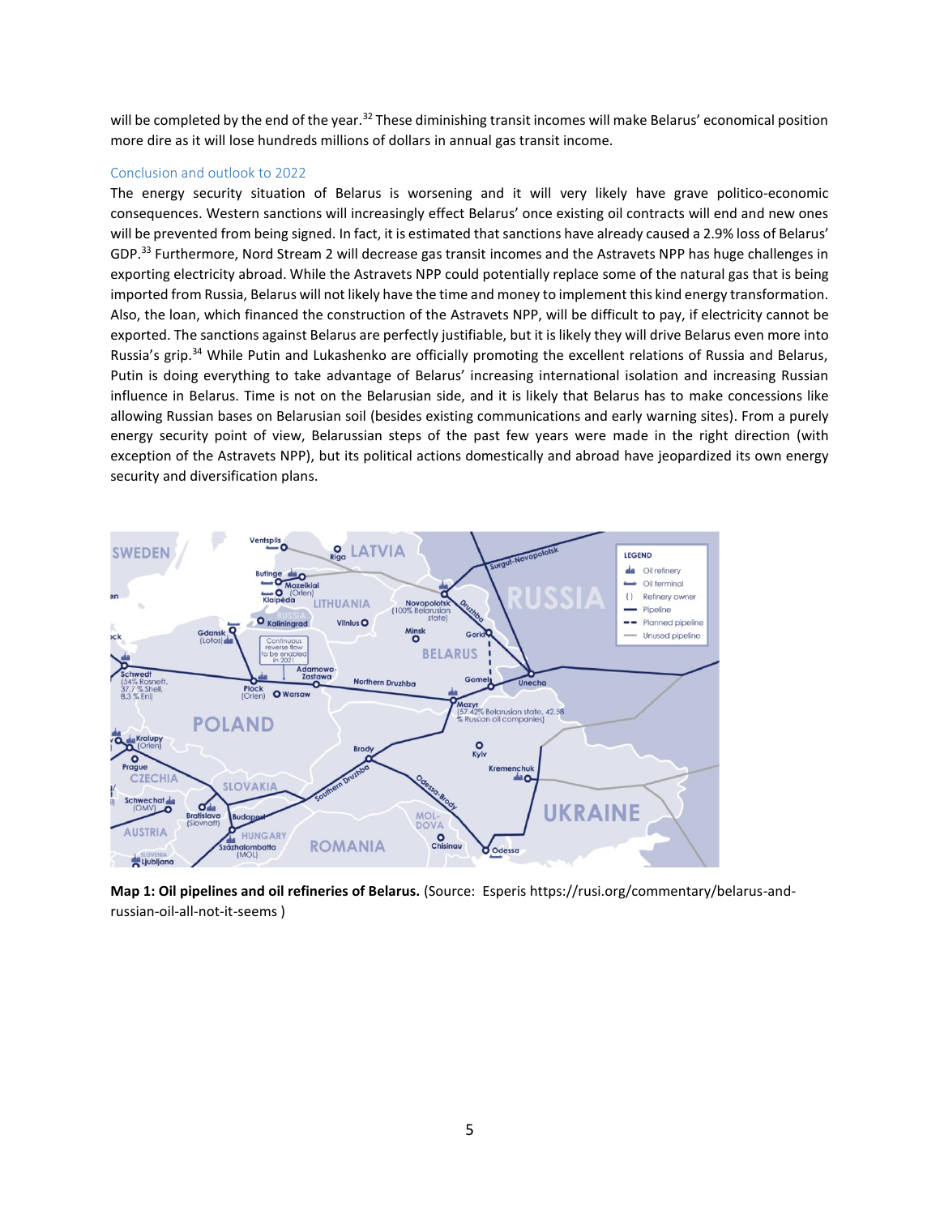will be completed by the end of the year.[32] These diminishing transit incomes will make Belarus' economical position more dire as it will lose hundreds millions of dollars in annual gas transit income.

## Conclusion and outlook to 2022

The energy security situation of Belarus is worsening and it will very likely have grave politico-economic consequences. Western sanctions will increasingly effect Belarus' once existing oil contracts will end and new ones will be prevented from being signed. In fact, it is estimated that sanctions have already caused a 2.9% loss of Belarus' GDP.[33] Furthermore, Nord Stream 2 will decrease gas transit incomes and the Astravets NPP has huge challenges in exporting electricity abroad. While the Astravets NPP could potentially replace some of the natural gas that is being imported from Russia, Belarus will not likely have the time and money to implement this kind energy transformation. Also, the loan, which financed the construction of the Astravets NPP, will be difficult to pay, if electricity cannot be exported. The sanctions against Belarus are perfectly justifiable, but it is likely they will drive Belarus even more into Russia's grip.[34] While Putin and Lukashenko are officially promoting the excellent relations of Russia and Belarus, Putin is doing everything to take advantage of Belarus' increasing international isolation and increasing Russian influence in Belarus. Time is not on the Belarusian side, and it is likely that Belarus has to make concessions like allowing Russian bases on Belarusian soil (besides existing communications and early warning sites). From a purely energy security point of view, Belarussian steps of the past few years were made in the right direction (with exception of the Astravets NPP), but its political actions domestically and abroad have jeopardized its own energy security and diversification plans.

**Map 1: Oil pipelines and oil refineries of Belarus.** (Source: Esperis https://rusi.org/commentary/belarus-and-russian-oil-all-not-it-seems )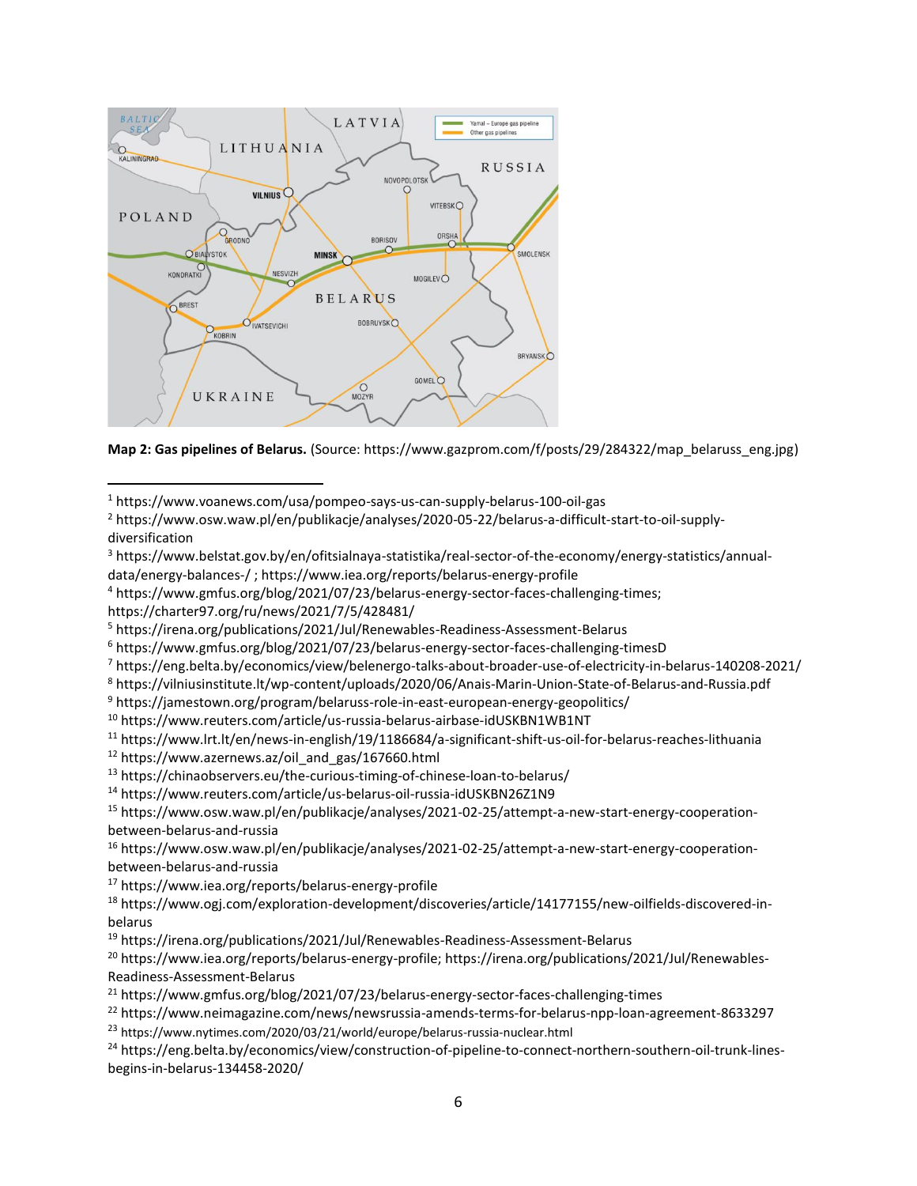**Map 2: Gas pipelines of Belarus.** (Source: https://www.gazprom.com/f/posts/29/284322/map_belaruss_eng.jpg)

---

[1] https://www.voanews.com/usa/pompeo-says-us-can-supply-belarus-100-oil-gas

[2] https://www.osw.waw.pl/en/publikacje/analyses/2020-05-22/belarus-a-difficult-start-to-oil-supply-diversification

[3] https://www.belstat.gov.by/en/ofitsialnaya-statistika/real-sector-of-the-economy/energy-statistics/annual-data/energy-balances-/ ; https://www.iea.org/reports/belarus-energy-profile

[4] https://www.gmfus.org/blog/2021/07/23/belarus-energy-sector-faces-challenging-times; https://charter97.org/ru/news/2021/7/5/428481/

[5] https://irena.org/publications/2021/Jul/Renewables-Readiness-Assessment-Belarus

[6] https://www.gmfus.org/blog/2021/07/23/belarus-energy-sector-faces-challenging-timesD

[7] https://eng.belta.by/economics/view/belenergo-talks-about-broader-use-of-electricity-in-belarus-140208-2021/

[8] https://vilniusinstitute.lt/wp-content/uploads/2020/06/Anais-Marin-Union-State-of-Belarus-and-Russia.pdf

[9] https://jamestown.org/program/belaruss-role-in-east-european-energy-geopolitics/

[10] https://www.reuters.com/article/us-russia-belarus-airbase-idUSKBN1WB1NT

[11] https://www.lrt.lt/en/news-in-english/19/1186684/a-significant-shift-us-oil-for-belarus-reaches-lithuania

[12] https://www.azernews.az/oil_and_gas/167660.html

[13] https://chinaobservers.eu/the-curious-timing-of-chinese-loan-to-belarus/

[14] https://www.reuters.com/article/us-belarus-oil-russia-idUSKBN26Z1N9

[15] https://www.osw.waw.pl/en/publikacje/analyses/2021-02-25/attempt-a-new-start-energy-cooperation-between-belarus-and-russia

[16] https://www.osw.waw.pl/en/publikacje/analyses/2021-02-25/attempt-a-new-start-energy-cooperation-between-belarus-and-russia

[17] https://www.iea.org/reports/belarus-energy-profile

[18] https://www.ogj.com/exploration-development/discoveries/article/14177155/new-oilfields-discovered-in-belarus

[19] https://irena.org/publications/2021/Jul/Renewables-Readiness-Assessment-Belarus

[20] https://www.iea.org/reports/belarus-energy-profile; https://irena.org/publications/2021/Jul/Renewables-Readiness-Assessment-Belarus

[21] https://www.gmfus.org/blog/2021/07/23/belarus-energy-sector-faces-challenging-times

[22] https://www.neimagazine.com/news/newsrussia-amends-terms-for-belarus-npp-loan-agreement-8633297

[23] https://www.nytimes.com/2020/03/21/world/europe/belarus-russia-nuclear.html

[24] https://eng.belta.by/economics/view/construction-of-pipeline-to-connect-northern-southern-oil-trunk-lines-begins-in-belarus-134458-2020/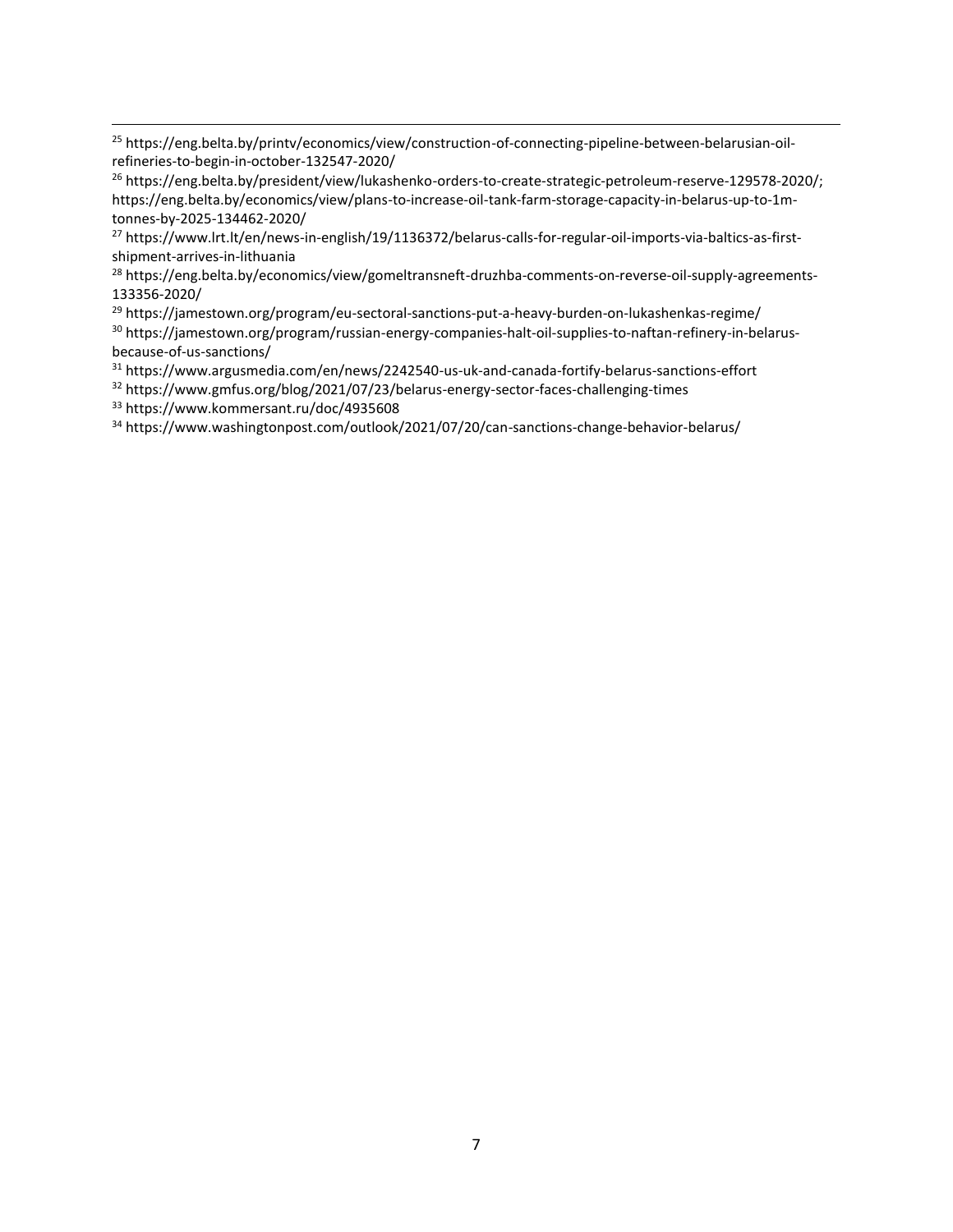[25] https://eng.belta.by/printv/economics/view/construction-of-connecting-pipeline-between-belarusian-oil-refineries-to-begin-in-october-132547-2020/

[26] https://eng.belta.by/president/view/lukashenko-orders-to-create-strategic-petroleum-reserve-129578-2020/; https://eng.belta.by/economics/view/plans-to-increase-oil-tank-farm-storage-capacity-in-belarus-up-to-1m-tonnes-by-2025-134462-2020/

[27] https://www.lrt.lt/en/news-in-english/19/1136372/belarus-calls-for-regular-oil-imports-via-baltics-as-first-shipment-arrives-in-lithuania

[28] https://eng.belta.by/economics/view/gomeltransneft-druzhba-comments-on-reverse-oil-supply-agreements-133356-2020/

[29] https://jamestown.org/program/eu-sectoral-sanctions-put-a-heavy-burden-on-lukashenkas-regime/

[30] https://jamestown.org/program/russian-energy-companies-halt-oil-supplies-to-naftan-refinery-in-belarus-because-of-us-sanctions/

[31] https://www.argusmedia.com/en/news/2242540-us-uk-and-canada-fortify-belarus-sanctions-effort

[32] https://www.gmfus.org/blog/2021/07/23/belarus-energy-sector-faces-challenging-times

[33] https://www.kommersant.ru/doc/4935608

[34] https://www.washingtonpost.com/outlook/2021/07/20/can-sanctions-change-behavior-belarus/